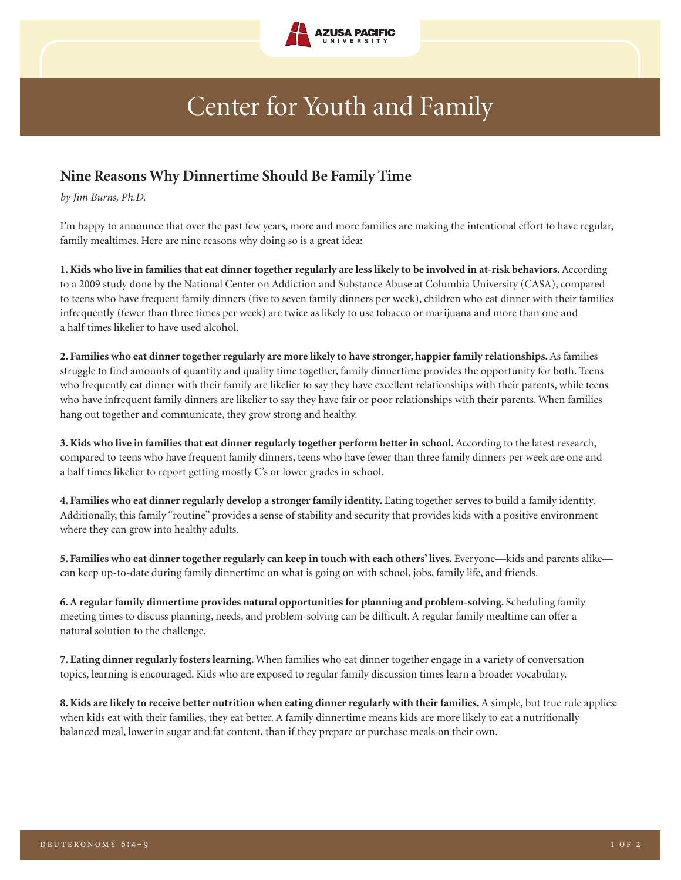# Center for Youth and Family

## Nine Reasons Why Dinnertime Should Be Family Time

*by Jim Burns, Ph.D.*

I'm happy to announce that over the past few years, more and more families are making the intentional effort to have regular, family mealtimes. Here are nine reasons why doing so is a great idea:

**1. Kids who live in families that eat dinner together regularly are less likely to be involved in at-risk behaviors.** According to a 2009 study done by the National Center on Addiction and Substance Abuse at Columbia University (CASA), compared to teens who have frequent family dinners (five to seven family dinners per week), children who eat dinner with their families infrequently (fewer than three times per week) are twice as likely to use tobacco or marijuana and more than one and a half times likelier to have used alcohol.

**2. Families who eat dinner together regularly are more likely to have stronger, happier family relationships.** As families struggle to find amounts of quantity and quality time together, family dinnertime provides the opportunity for both. Teens who frequently eat dinner with their family are likelier to say they have excellent relationships with their parents, while teens who have infrequent family dinners are likelier to say they have fair or poor relationships with their parents. When families hang out together and communicate, they grow strong and healthy.

**3. Kids who live in families that eat dinner regularly together perform better in school.** According to the latest research, compared to teens who have frequent family dinners, teens who have fewer than three family dinners per week are one and a half times likelier to report getting mostly C's or lower grades in school.

**4. Families who eat dinner regularly develop a stronger family identity.** Eating together serves to build a family identity. Additionally, this family "routine" provides a sense of stability and security that provides kids with a positive environment where they can grow into healthy adults.

**5. Families who eat dinner together regularly can keep in touch with each others' lives.** Everyone—kids and parents alike—can keep up-to-date during family dinnertime on what is going on with school, jobs, family life, and friends.

**6. A regular family dinnertime provides natural opportunities for planning and problem-solving.** Scheduling family meeting times to discuss planning, needs, and problem-solving can be difficult. A regular family mealtime can offer a natural solution to the challenge.

**7. Eating dinner regularly fosters learning.** When families who eat dinner together engage in a variety of conversation topics, learning is encouraged. Kids who are exposed to regular family discussion times learn a broader vocabulary.

**8. Kids are likely to receive better nutrition when eating dinner regularly with their families.** A simple, but true rule applies: when kids eat with their families, they eat better. A family dinnertime means kids are more likely to eat a nutritionally balanced meal, lower in sugar and fat content, than if they prepare or purchase meals on their own.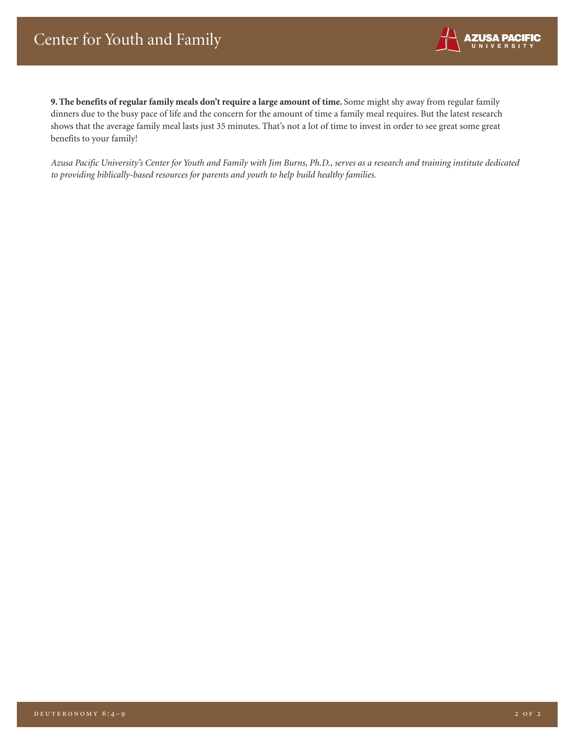**9. The benefits of regular family meals don't require a large amount of time.** Some might shy away from regular family dinners due to the busy pace of life and the concern for the amount of time a family meal requires. But the latest research shows that the average family meal lasts just 35 minutes. That's not a lot of time to invest in order to see great some great benefits to your family!

*Azusa Pacific University's Center for Youth and Family with Jim Burns, Ph.D., serves as a research and training institute dedicated to providing biblically-based resources for parents and youth to help build healthy families.*